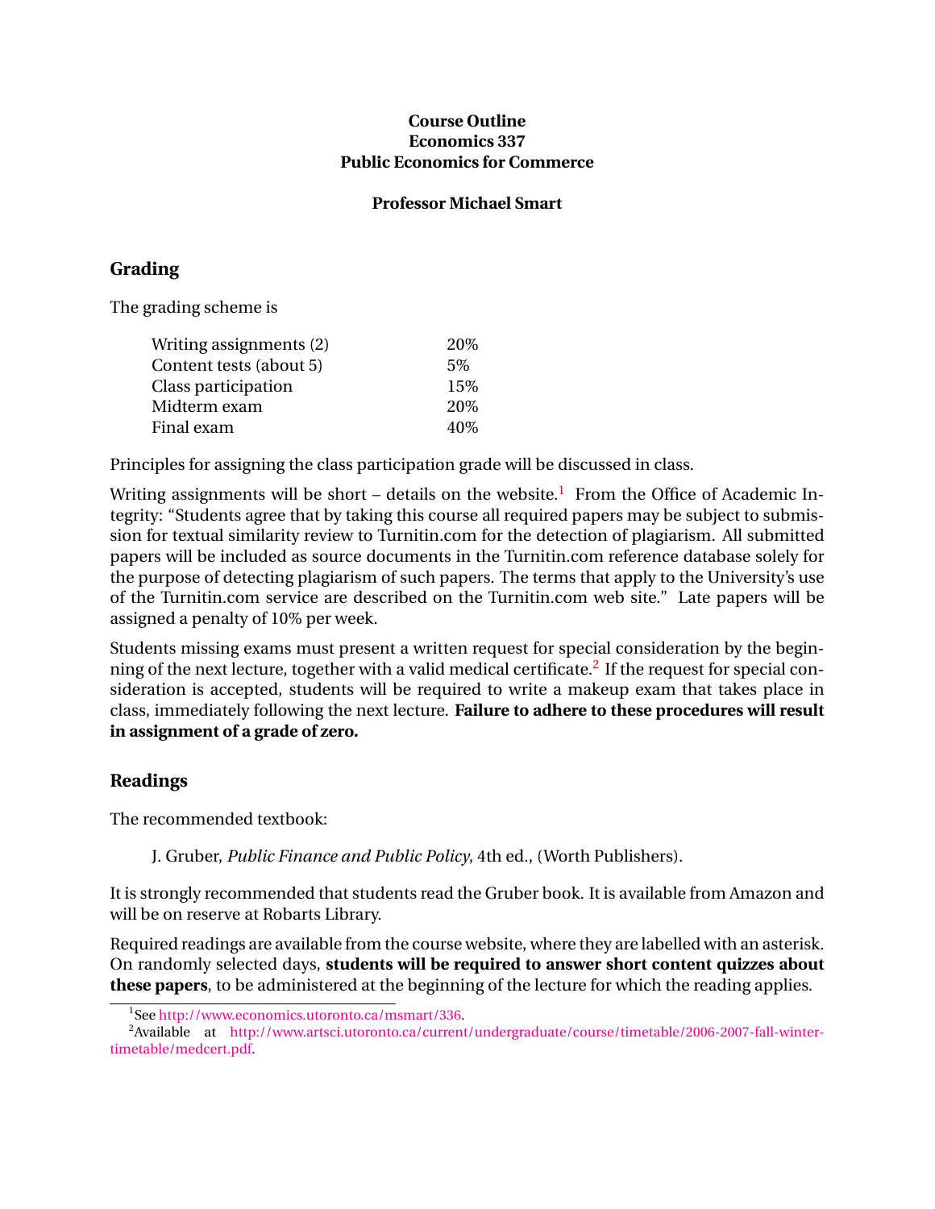**Course Outline**
**Economics 337**
**Public Economics for Commerce**

**Professor Michael Smart**

## Grading

The grading scheme is

| | |
|---|---|
| Writing assignments (2) | 20% |
| Content tests (about 5) | 5% |
| Class participation | 15% |
| Midterm exam | 20% |
| Final exam | 40% |

Principles for assigning the class participation grade will be discussed in class.

Writing assignments will be short – details on the website.[1] From the Office of Academic Integrity: "Students agree that by taking this course all required papers may be subject to submission for textual similarity review to Turnitin.com for the detection of plagiarism. All submitted papers will be included as source documents in the Turnitin.com reference database solely for the purpose of detecting plagiarism of such papers. The terms that apply to the University's use of the Turnitin.com service are described on the Turnitin.com web site." Late papers will be assigned a penalty of 10% per week.

Students missing exams must present a written request for special consideration by the beginning of the next lecture, together with a valid medical certificate.[2] If the request for special consideration is accepted, students will be required to write a makeup exam that takes place in class, immediately following the next lecture. **Failure to adhere to these procedures will result in assignment of a grade of zero.**

## Readings

The recommended textbook:

J. Gruber, *Public Finance and Public Policy*, 4th ed., (Worth Publishers).

It is strongly recommended that students read the Gruber book. It is available from Amazon and will be on reserve at Robarts Library.

Required readings are available from the course website, where they are labelled with an asterisk. On randomly selected days, **students will be required to answer short content quizzes about these papers**, to be administered at the beginning of the lecture for which the reading applies.

---

[1] See http://www.economics.utoronto.ca/msmart/336.

[2] Available at http://www.artsci.utoronto.ca/current/undergraduate/course/timetable/2006-2007-fall-winter-timetable/medcert.pdf.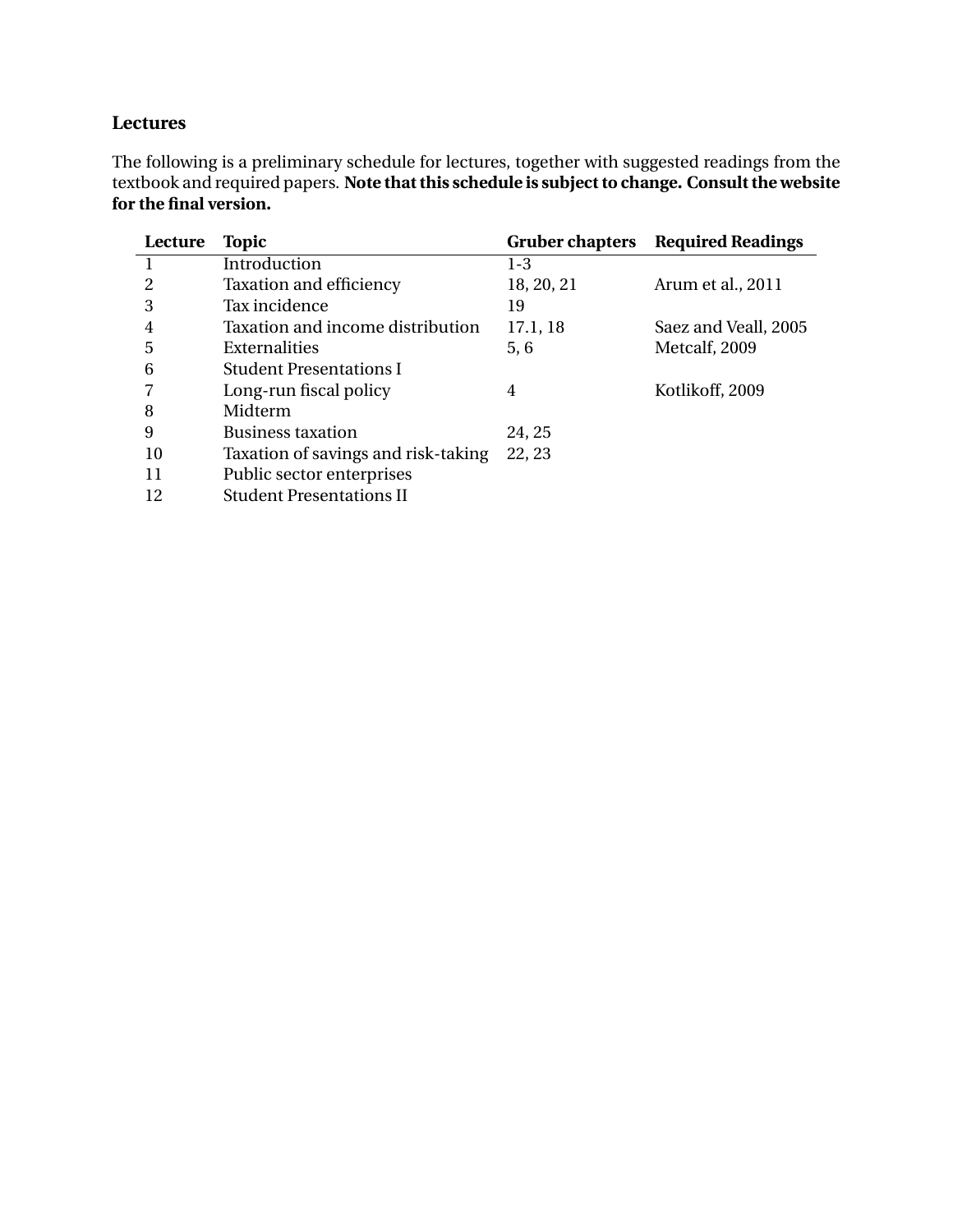### Lectures

The following is a preliminary schedule for lectures, together with suggested readings from the textbook and required papers. **Note that this schedule is subject to change. Consult the website for the final version.**

| Lecture | Topic | Gruber chapters | Required Readings |
|---|---|---|---|
| 1 | Introduction | 1-3 | |
| 2 | Taxation and efficiency | 18, 20, 21 | Arum et al., 2011 |
| 3 | Tax incidence | 19 | |
| 4 | Taxation and income distribution | 17.1, 18 | Saez and Veall, 2005 |
| 5 | Externalities | 5, 6 | Metcalf, 2009 |
| 6 | Student Presentations I | | |
| 7 | Long-run fiscal policy | 4 | Kotlikoff, 2009 |
| 8 | Midterm | | |
| 9 | Business taxation | 24, 25 | |
| 10 | Taxation of savings and risk-taking | 22, 23 | |
| 11 | Public sector enterprises | | |
| 12 | Student Presentations II | | |